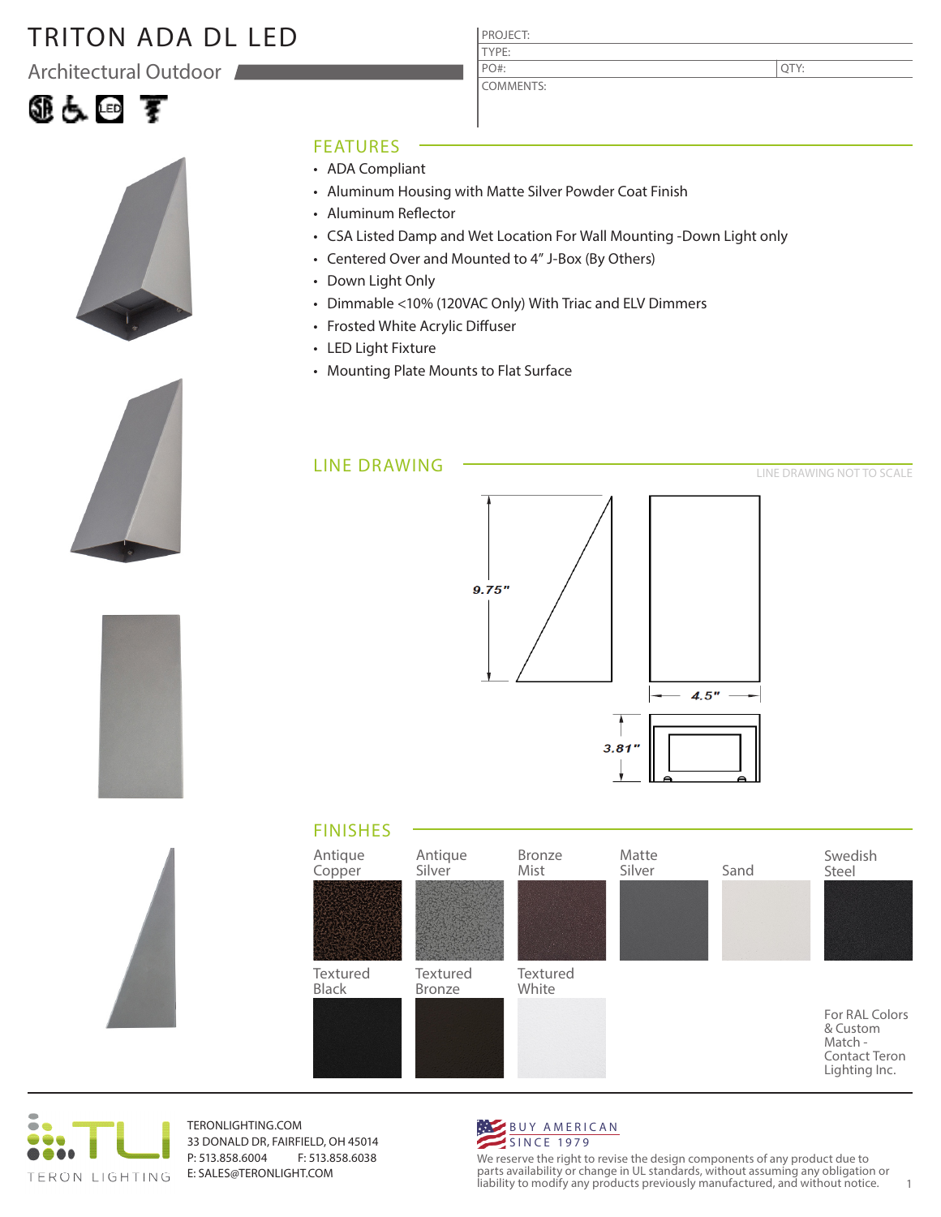# TRITON ADA DL LED

Architectural Outdoor

| PROJECT: | |
|---|---|
| TYPE: | |
| PO#: | QTY: |
| COMMENTS: | |

## FEATURES

- ADA Compliant
- Aluminum Housing with Matte Silver Powder Coat Finish
- Aluminum Reflector
- CSA Listed Damp and Wet Location For Wall Mounting -Down Light only
- Centered Over and Mounted to 4" J-Box (By Others)
- Down Light Only
- Dimmable <10% (120VAC Only) With Triac and ELV Dimmers
- Frosted White Acrylic Diffuser
- LED Light Fixture
- Mounting Plate Mounts to Flat Surface

## LINE DRAWING

LINE DRAWING NOT TO SCALE

9.75"

4.5"

3.81"

## FINISHES

Antique Copper

Antique Silver

Bronze Mist

Matte Silver

Sand

Swedish Steel

Textured Black

Textured Bronze

Textured White

For RAL Colors & Custom Match - Contact Teron Lighting Inc.

TERON LIGHTING

TERONLIGHTING.COM
33 DONALD DR, FAIRFIELD, OH 45014
P: 513.858.6004 F: 513.858.6038
E: SALES@TERONLIGHT.COM

BUY AMERICAN SINCE 1979

We reserve the right to revise the design components of any product due to parts availability or change in UL standards, without assuming any obligation or liability to modify any products previously manufactured, and without notice.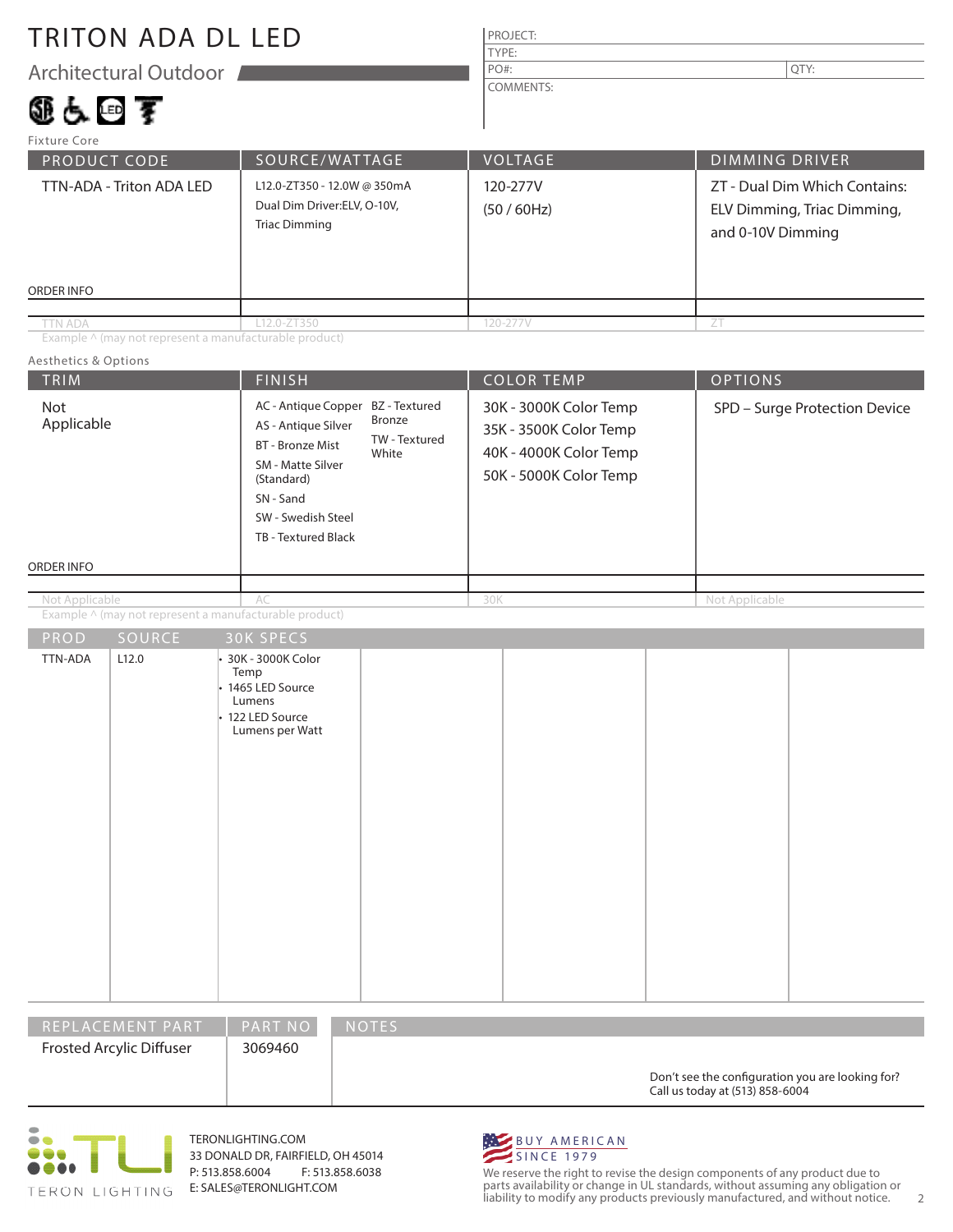# TRITON ADA DL LED

## Architectural Outdoor

| PROJECT: | |
|---|---|
| TYPE: | |
| PO#: | QTY: |
| COMMENTS: | |

Fixture Core

| PRODUCT CODE | SOURCE/WATTAGE | VOLTAGE | DIMMING DRIVER |
|---|---|---|---|
| TTN-ADA - Triton ADA LED | L12.0-ZT350 - 12.0W @ 350mA<br>Dual Dim Driver:ELV, O-10V, Triac Dimming | 120-277V<br>(50 / 60Hz) | ZT - Dual Dim Which Contains: ELV Dimming, Triac Dimming, and 0-10V Dimming |
| ORDER INFO | | | |
| TTN ADA | L12.0-ZT350 | 120-277V | ZT |

Example ^ (may not represent a manufacturable product)

Aesthetics & Options

| TRIM | FINISH | COLOR TEMP | OPTIONS |
|---|---|---|---|
| Not Applicable | AC - Antique Copper<br>AS - Antique Silver<br>BT - Bronze Mist<br>SM - Matte Silver (Standard)<br>SN - Sand<br>SW - Swedish Steel<br>TB - Textured Black<br>BZ - Textured Bronze<br>TW - Textured White | 30K - 3000K Color Temp<br>35K - 3500K Color Temp<br>40K - 4000K Color Temp<br>50K - 5000K Color Temp | SPD – Surge Protection Device |
| ORDER INFO | | | |
| Not Applicable | AC | 30K | Not Applicable |

Example ^ (may not represent a manufacturable product)

| PROD | SOURCE | 30K SPECS |
|---|---|---|
| TTN-ADA | L12.0 | • 30K - 3000K Color Temp<br>• 1465 LED Source Lumens<br>• 122 LED Source Lumens per Watt |

| REPLACEMENT PART | PART NO | NOTES |
|---|---|---|
| Frosted Arcylic Diffuser | 3069460 | |

Don't see the configuration you are looking for? Call us today at (513) 858-6004

TERON LIGHTING

TERONLIGHTING.COM
33 DONALD DR, FAIRFIELD, OH 45014
P: 513.858.6004 F: 513.858.6038
E: SALES@TERONLIGHT.COM

BUY AMERICAN SINCE 1979

We reserve the right to revise the design components of any product due to parts availability or change in UL standards, without assuming any obligation or liability to modify any products previously manufactured, and without notice.